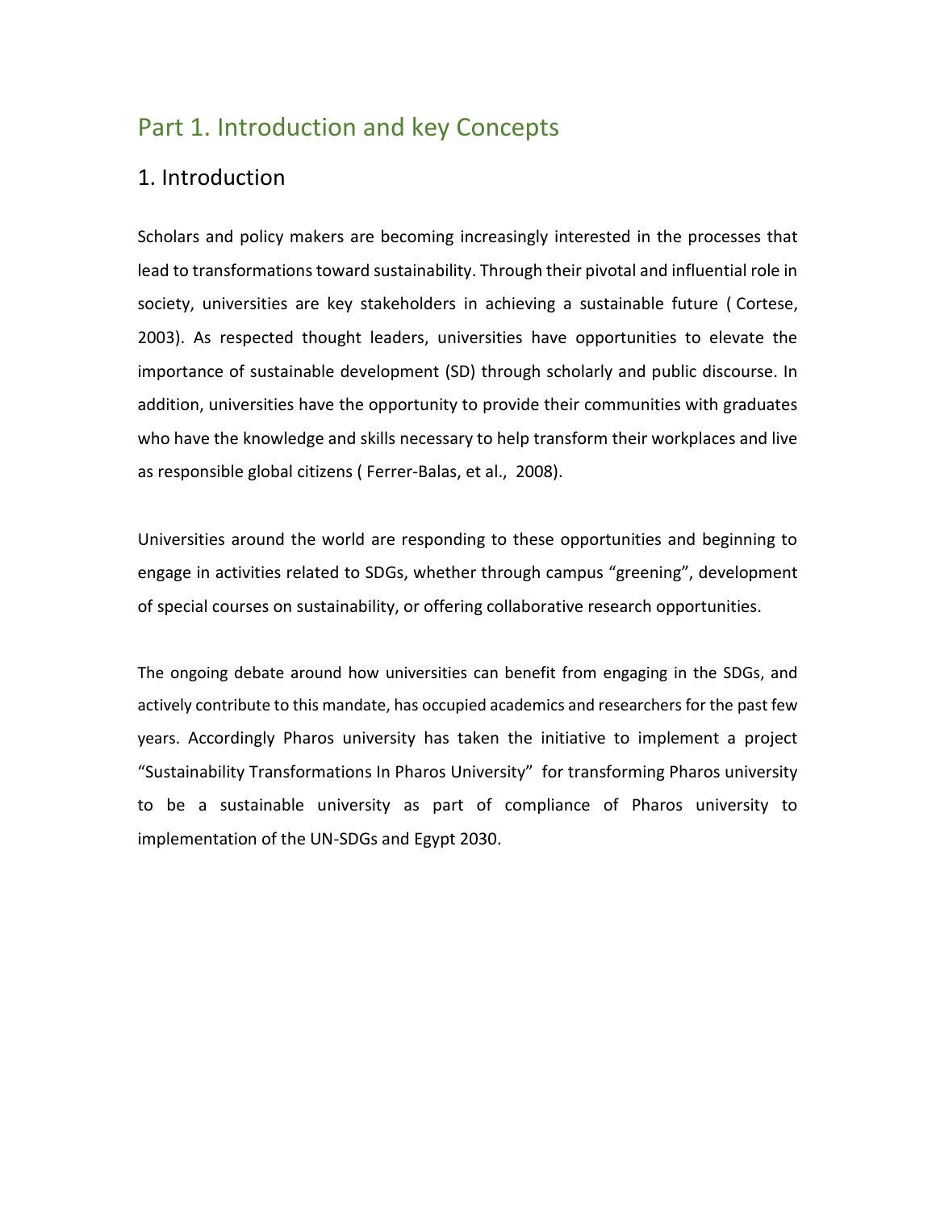# Part 1. Introduction and key Concepts

## 1. Introduction

Scholars and policy makers are becoming increasingly interested in the processes that lead to transformations toward sustainability. Through their pivotal and influential role in society, universities are key stakeholders in achieving a sustainable future ( Cortese, 2003). As respected thought leaders, universities have opportunities to elevate the importance of sustainable development (SD) through scholarly and public discourse. In addition, universities have the opportunity to provide their communities with graduates who have the knowledge and skills necessary to help transform their workplaces and live as responsible global citizens ( Ferrer-Balas, et al., 2008).

Universities around the world are responding to these opportunities and beginning to engage in activities related to SDGs, whether through campus "greening", development of special courses on sustainability, or offering collaborative research opportunities.

The ongoing debate around how universities can benefit from engaging in the SDGs, and actively contribute to this mandate, has occupied academics and researchers for the past few years. Accordingly Pharos university has taken the initiative to implement a project "Sustainability Transformations In Pharos University" for transforming Pharos university to be a sustainable university as part of compliance of Pharos university to implementation of the UN-SDGs and Egypt 2030.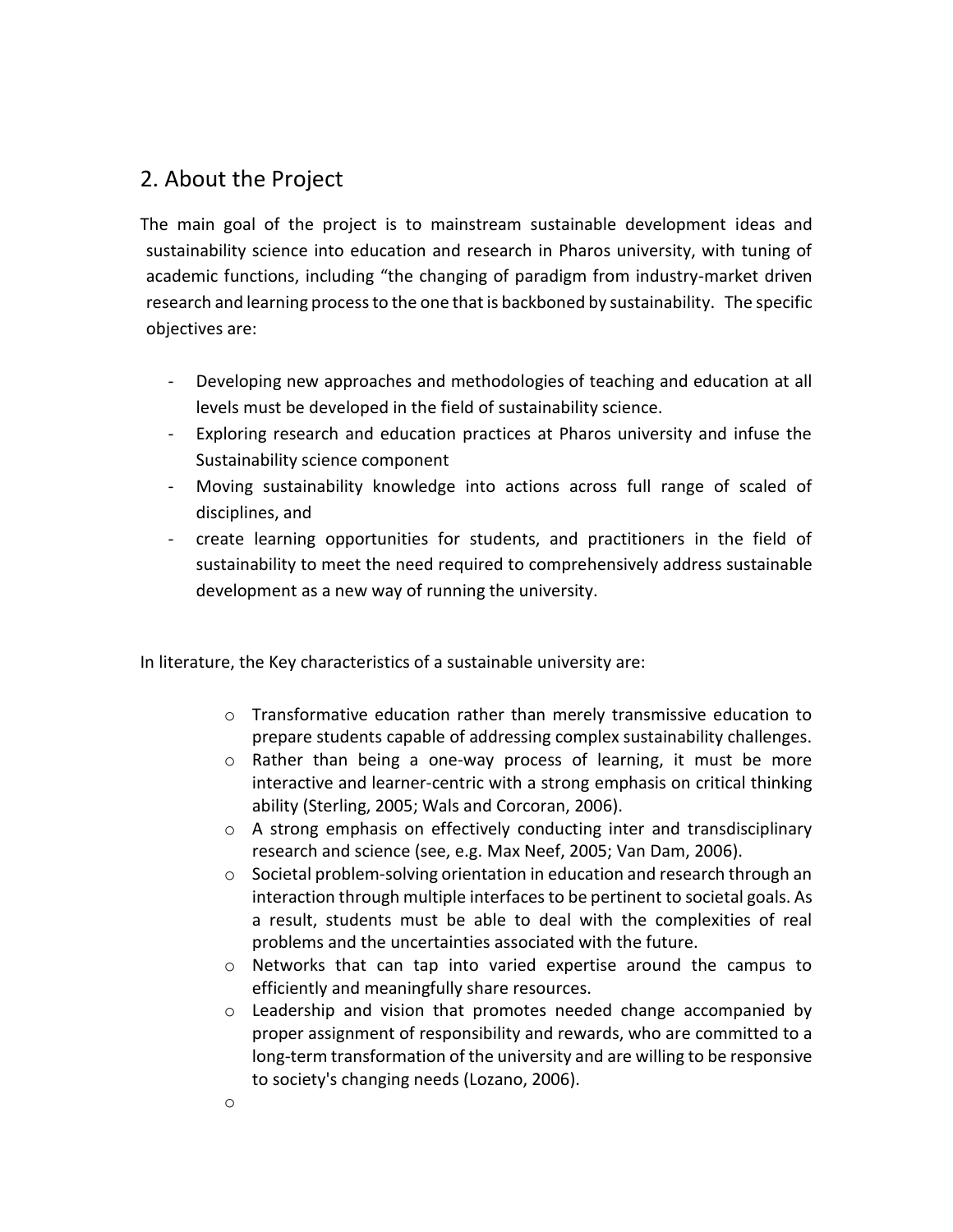## 2. About the Project

The main goal of the project is to mainstream sustainable development ideas and sustainability science into education and research in Pharos university, with tuning of academic functions, including "the changing of paradigm from industry-market driven research and learning process to the one that is backboned by sustainability. The specific objectives are:

- Developing new approaches and methodologies of teaching and education at all levels must be developed in the field of sustainability science.
- Exploring research and education practices at Pharos university and infuse the Sustainability science component
- Moving sustainability knowledge into actions across full range of scaled of disciplines, and
- create learning opportunities for students, and practitioners in the field of sustainability to meet the need required to comprehensively address sustainable development as a new way of running the university.

In literature, the Key characteristics of a sustainable university are:

- Transformative education rather than merely transmissive education to prepare students capable of addressing complex sustainability challenges.
- Rather than being a one-way process of learning, it must be more interactive and learner-centric with a strong emphasis on critical thinking ability (Sterling, 2005; Wals and Corcoran, 2006).
- A strong emphasis on effectively conducting inter and transdisciplinary research and science (see, e.g. Max Neef, 2005; Van Dam, 2006).
- Societal problem-solving orientation in education and research through an interaction through multiple interfaces to be pertinent to societal goals. As a result, students must be able to deal with the complexities of real problems and the uncertainties associated with the future.
- Networks that can tap into varied expertise around the campus to efficiently and meaningfully share resources.
- Leadership and vision that promotes needed change accompanied by proper assignment of responsibility and rewards, who are committed to a long-term transformation of the university and are willing to be responsive to society's changing needs (Lozano, 2006).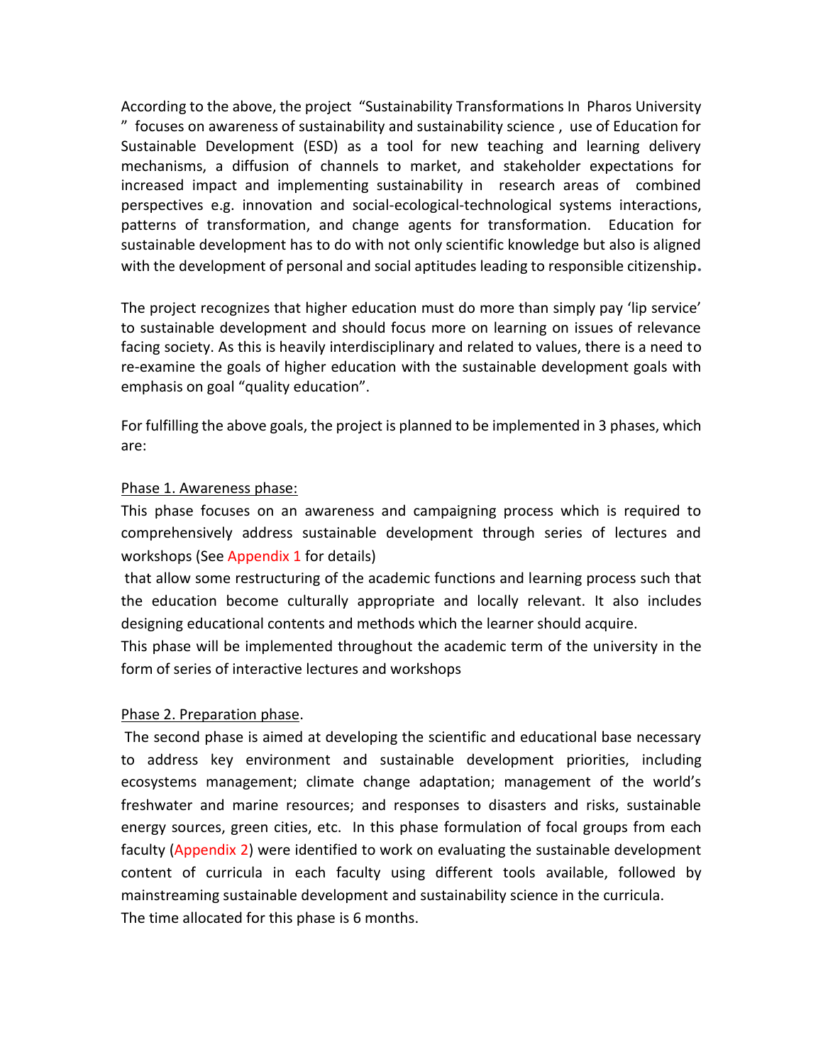According to the above, the project "Sustainability Transformations In Pharos University " focuses on awareness of sustainability and sustainability science , use of Education for Sustainable Development (ESD) as a tool for new teaching and learning delivery mechanisms, a diffusion of channels to market, and stakeholder expectations for increased impact and implementing sustainability in research areas of combined perspectives e.g. innovation and social-ecological-technological systems interactions, patterns of transformation, and change agents for transformation. Education for sustainable development has to do with not only scientific knowledge but also is aligned with the development of personal and social aptitudes leading to responsible citizenship.

The project recognizes that higher education must do more than simply pay 'lip service' to sustainable development and should focus more on learning on issues of relevance facing society. As this is heavily interdisciplinary and related to values, there is a need to re-examine the goals of higher education with the sustainable development goals with emphasis on goal "quality education".

For fulfilling the above goals, the project is planned to be implemented in 3 phases, which are:

Phase 1. Awareness phase:

This phase focuses on an awareness and campaigning process which is required to comprehensively address sustainable development through series of lectures and workshops (See Appendix 1 for details)

that allow some restructuring of the academic functions and learning process such that the education become culturally appropriate and locally relevant. It also includes designing educational contents and methods which the learner should acquire.

This phase will be implemented throughout the academic term of the university in the form of series of interactive lectures and workshops

Phase 2. Preparation phase.

The second phase is aimed at developing the scientific and educational base necessary to address key environment and sustainable development priorities, including ecosystems management; climate change adaptation; management of the world's freshwater and marine resources; and responses to disasters and risks, sustainable energy sources, green cities, etc. In this phase formulation of focal groups from each faculty (Appendix 2) were identified to work on evaluating the sustainable development content of curricula in each faculty using different tools available, followed by mainstreaming sustainable development and sustainability science in the curricula.

The time allocated for this phase is 6 months.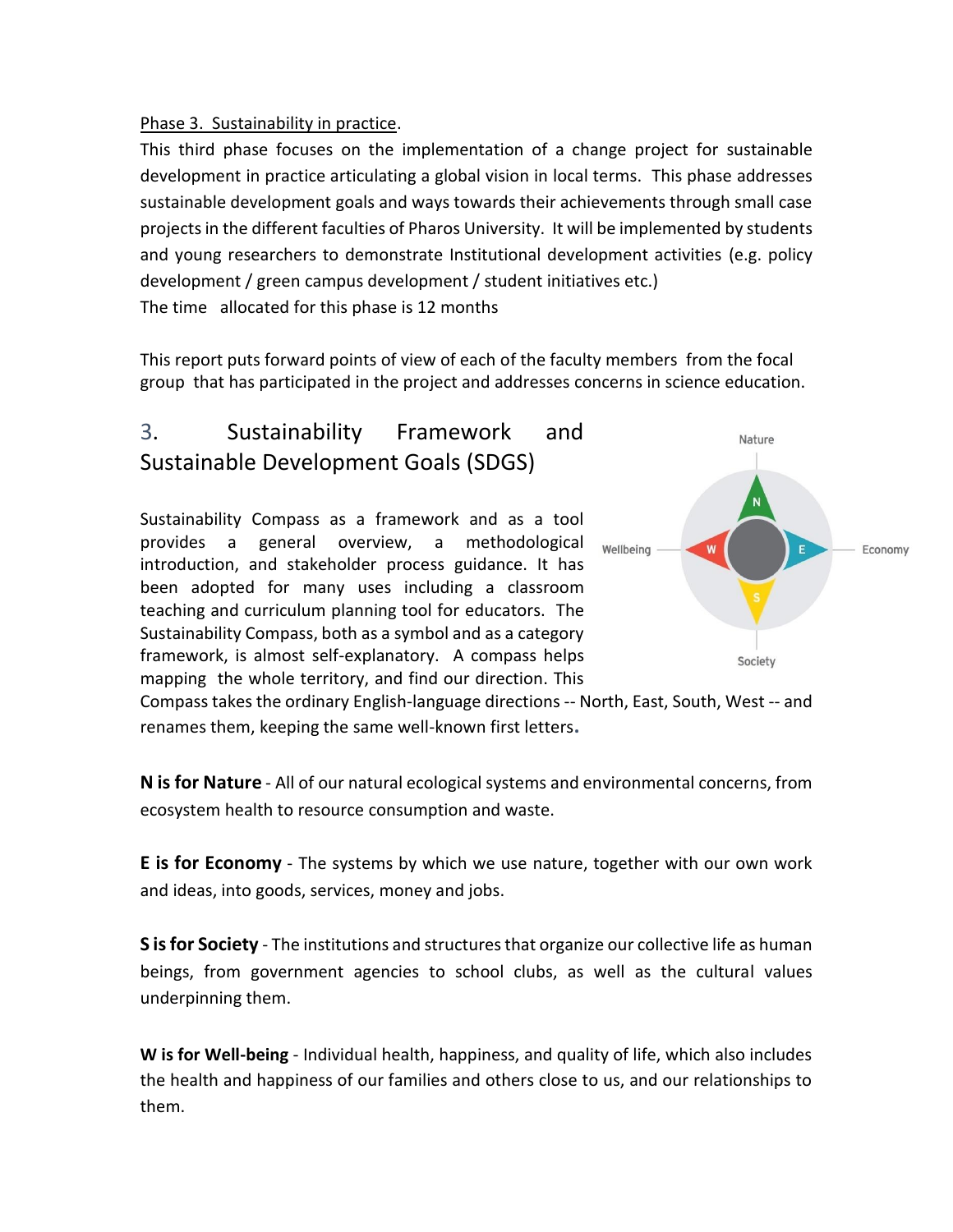Phase 3. Sustainability in practice.

This third phase focuses on the implementation of a change project for sustainable development in practice articulating a global vision in local terms. This phase addresses sustainable development goals and ways towards their achievements through small case projects in the different faculties of Pharos University. It will be implemented by students and young researchers to demonstrate Institutional development activities (e.g. policy development / green campus development / student initiatives etc.)

The time allocated for this phase is 12 months

This report puts forward points of view of each of the faculty members from the focal group that has participated in the project and addresses concerns in science education.

## 3. Sustainability Framework and Sustainable Development Goals (SDGS)

Sustainability Compass as a framework and as a tool provides a general overview, a methodological introduction, and stakeholder process guidance. It has been adopted for many uses including a classroom teaching and curriculum planning tool for educators. The Sustainability Compass, both as a symbol and as a category framework, is almost self-explanatory. A compass helps mapping the whole territory, and find our direction. This Compass takes the ordinary English-language directions -- North, East, South, West -- and renames them, keeping the same well-known first letters.

**N is for Nature** - All of our natural ecological systems and environmental concerns, from ecosystem health to resource consumption and waste.

**E is for Economy** - The systems by which we use nature, together with our own work and ideas, into goods, services, money and jobs.

**S is for Society** - The institutions and structures that organize our collective life as human beings, from government agencies to school clubs, as well as the cultural values underpinning them.

**W is for Well-being** - Individual health, happiness, and quality of life, which also includes the health and happiness of our families and others close to us, and our relationships to them.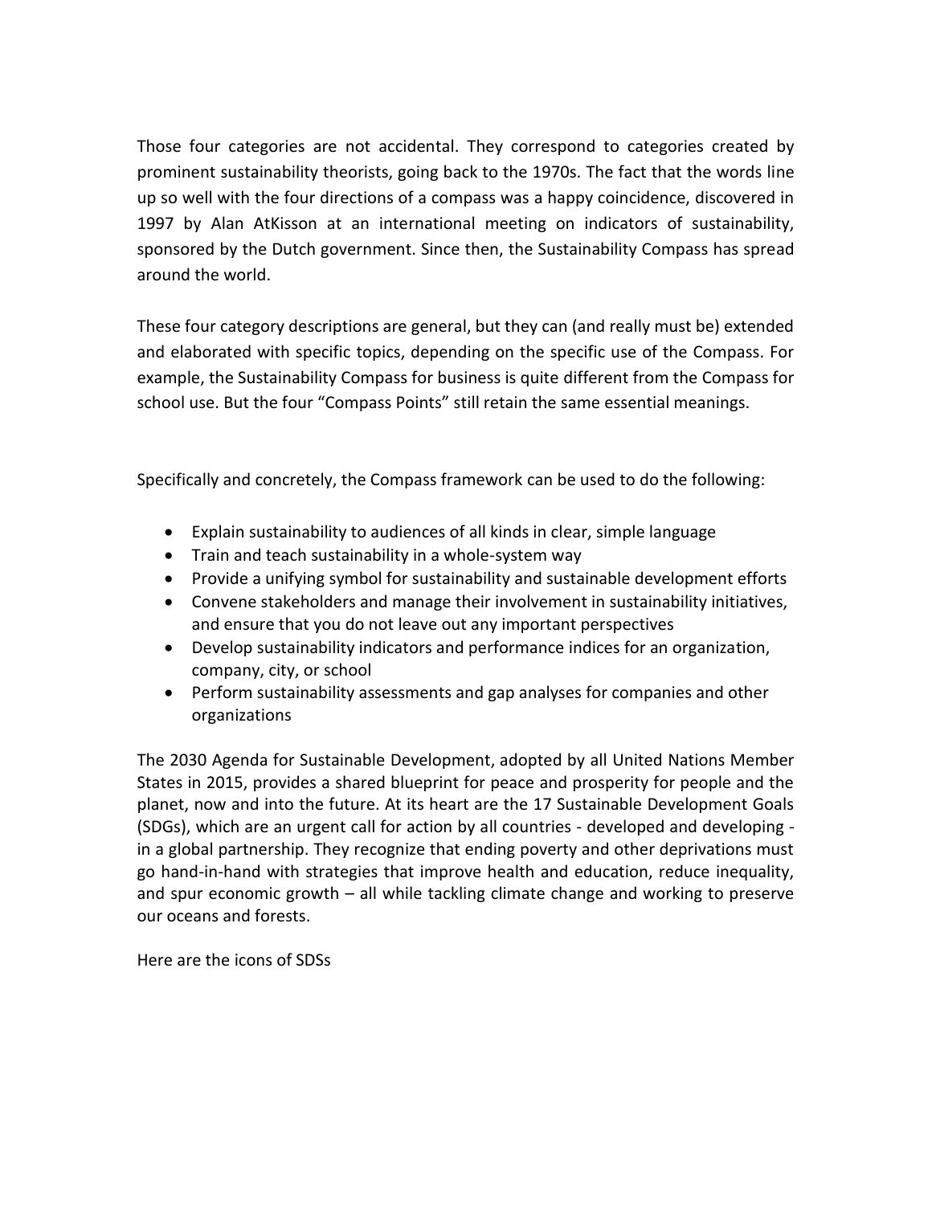Those four categories are not accidental. They correspond to categories created by prominent sustainability theorists, going back to the 1970s. The fact that the words line up so well with the four directions of a compass was a happy coincidence, discovered in 1997 by Alan AtKisson at an international meeting on indicators of sustainability, sponsored by the Dutch government. Since then, the Sustainability Compass has spread around the world.

These four category descriptions are general, but they can (and really must be) extended and elaborated with specific topics, depending on the specific use of the Compass. For example, the Sustainability Compass for business is quite different from the Compass for school use. But the four "Compass Points" still retain the same essential meanings.

Specifically and concretely, the Compass framework can be used to do the following:

- Explain sustainability to audiences of all kinds in clear, simple language
- Train and teach sustainability in a whole-system way
- Provide a unifying symbol for sustainability and sustainable development efforts
- Convene stakeholders and manage their involvement in sustainability initiatives, and ensure that you do not leave out any important perspectives
- Develop sustainability indicators and performance indices for an organization, company, city, or school
- Perform sustainability assessments and gap analyses for companies and other organizations

The 2030 Agenda for Sustainable Development, adopted by all United Nations Member States in 2015, provides a shared blueprint for peace and prosperity for people and the planet, now and into the future. At its heart are the 17 Sustainable Development Goals (SDGs), which are an urgent call for action by all countries - developed and developing - in a global partnership. They recognize that ending poverty and other deprivations must go hand-in-hand with strategies that improve health and education, reduce inequality, and spur economic growth – all while tackling climate change and working to preserve our oceans and forests.

Here are the icons of SDSs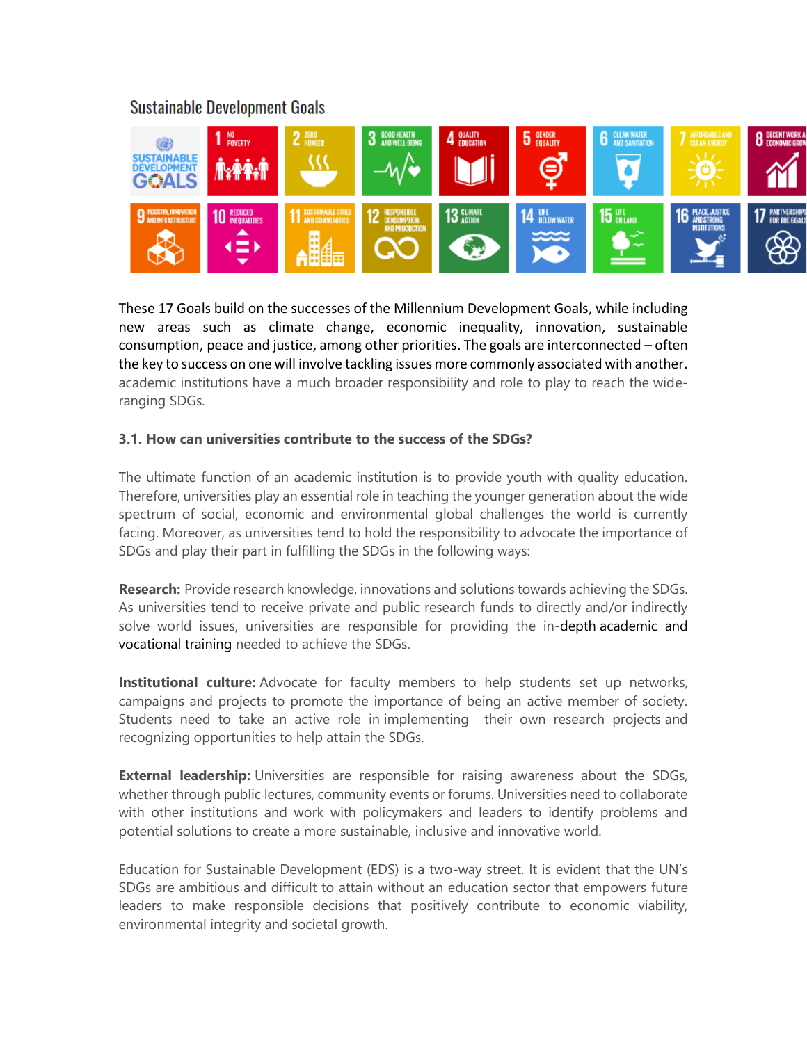Sustainable Development Goals

These 17 Goals build on the successes of the Millennium Development Goals, while including new areas such as climate change, economic inequality, innovation, sustainable consumption, peace and justice, among other priorities. The goals are interconnected – often the key to success on one will involve tackling issues more commonly associated with another. academic institutions have a much broader responsibility and role to play to reach the wide-ranging SDGs.

### 3.1. How can universities contribute to the success of the SDGs?

The ultimate function of an academic institution is to provide youth with quality education. Therefore, universities play an essential role in teaching the younger generation about the wide spectrum of social, economic and environmental global challenges the world is currently facing. Moreover, as universities tend to hold the responsibility to advocate the importance of SDGs and play their part in fulfilling the SDGs in the following ways:

**Research:** Provide research knowledge, innovations and solutions towards achieving the SDGs. As universities tend to receive private and public research funds to directly and/or indirectly solve world issues, universities are responsible for providing the in-depth academic and vocational training needed to achieve the SDGs.

**Institutional culture:** Advocate for faculty members to help students set up networks, campaigns and projects to promote the importance of being an active member of society. Students need to take an active role in implementing their own research projects and recognizing opportunities to help attain the SDGs.

**External leadership:** Universities are responsible for raising awareness about the SDGs, whether through public lectures, community events or forums. Universities need to collaborate with other institutions and work with policymakers and leaders to identify problems and potential solutions to create a more sustainable, inclusive and innovative world.

Education for Sustainable Development (EDS) is a two-way street. It is evident that the UN's SDGs are ambitious and difficult to attain without an education sector that empowers future leaders to make responsible decisions that positively contribute to economic viability, environmental integrity and societal growth.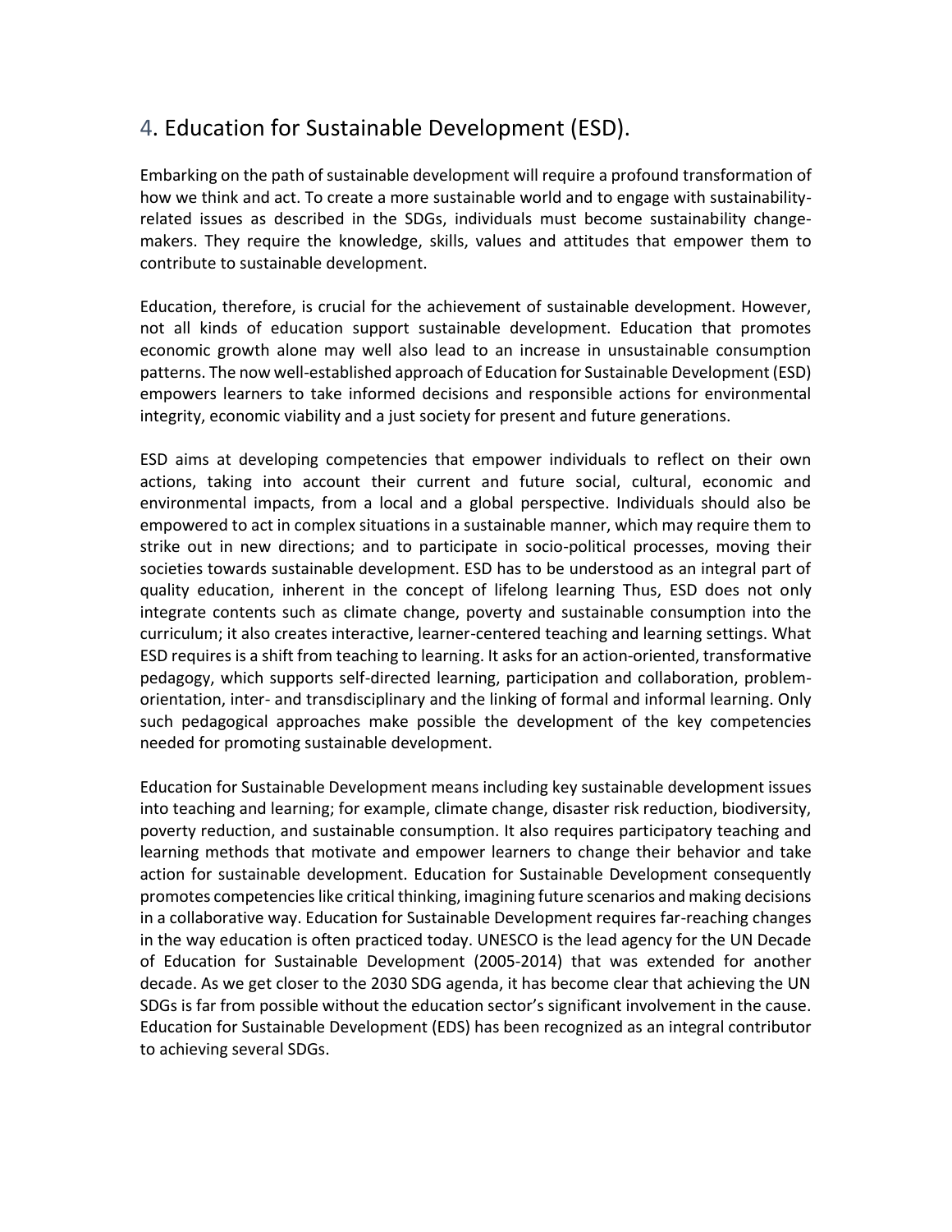## 4. Education for Sustainable Development (ESD).

Embarking on the path of sustainable development will require a profound transformation of how we think and act. To create a more sustainable world and to engage with sustainability-related issues as described in the SDGs, individuals must become sustainability change-makers. They require the knowledge, skills, values and attitudes that empower them to contribute to sustainable development.

Education, therefore, is crucial for the achievement of sustainable development. However, not all kinds of education support sustainable development. Education that promotes economic growth alone may well also lead to an increase in unsustainable consumption patterns. The now well-established approach of Education for Sustainable Development (ESD) empowers learners to take informed decisions and responsible actions for environmental integrity, economic viability and a just society for present and future generations.

ESD aims at developing competencies that empower individuals to reflect on their own actions, taking into account their current and future social, cultural, economic and environmental impacts, from a local and a global perspective. Individuals should also be empowered to act in complex situations in a sustainable manner, which may require them to strike out in new directions; and to participate in socio-political processes, moving their societies towards sustainable development. ESD has to be understood as an integral part of quality education, inherent in the concept of lifelong learning Thus, ESD does not only integrate contents such as climate change, poverty and sustainable consumption into the curriculum; it also creates interactive, learner-centered teaching and learning settings. What ESD requires is a shift from teaching to learning. It asks for an action-oriented, transformative pedagogy, which supports self-directed learning, participation and collaboration, problem-orientation, inter- and transdisciplinary and the linking of formal and informal learning. Only such pedagogical approaches make possible the development of the key competencies needed for promoting sustainable development.

Education for Sustainable Development means including key sustainable development issues into teaching and learning; for example, climate change, disaster risk reduction, biodiversity, poverty reduction, and sustainable consumption. It also requires participatory teaching and learning methods that motivate and empower learners to change their behavior and take action for sustainable development. Education for Sustainable Development consequently promotes competencies like critical thinking, imagining future scenarios and making decisions in a collaborative way. Education for Sustainable Development requires far-reaching changes in the way education is often practiced today. UNESCO is the lead agency for the UN Decade of Education for Sustainable Development (2005-2014) that was extended for another decade. As we get closer to the 2030 SDG agenda, it has become clear that achieving the UN SDGs is far from possible without the education sector's significant involvement in the cause. Education for Sustainable Development (EDS) has been recognized as an integral contributor to achieving several SDGs.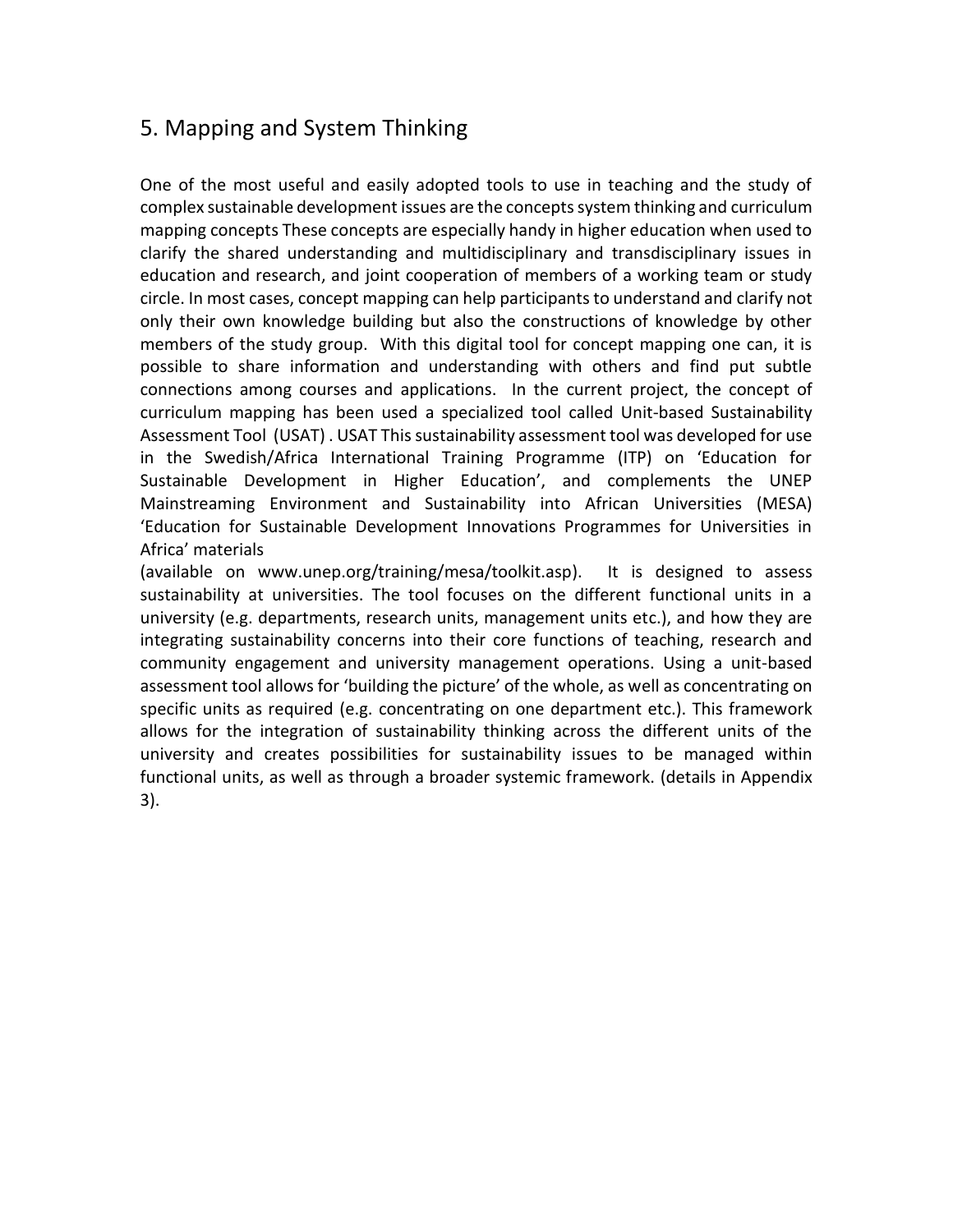## 5. Mapping and System Thinking

One of the most useful and easily adopted tools to use in teaching and the study of complex sustainable development issues are the concepts system thinking and curriculum mapping concepts These concepts are especially handy in higher education when used to clarify the shared understanding and multidisciplinary and transdisciplinary issues in education and research, and joint cooperation of members of a working team or study circle. In most cases, concept mapping can help participants to understand and clarify not only their own knowledge building but also the constructions of knowledge by other members of the study group. With this digital tool for concept mapping one can, it is possible to share information and understanding with others and find put subtle connections among courses and applications. In the current project, the concept of curriculum mapping has been used a specialized tool called Unit-based Sustainability Assessment Tool (USAT) . USAT This sustainability assessment tool was developed for use in the Swedish/Africa International Training Programme (ITP) on 'Education for Sustainable Development in Higher Education', and complements the UNEP Mainstreaming Environment and Sustainability into African Universities (MESA) 'Education for Sustainable Development Innovations Programmes for Universities in Africa' materials
(available on www.unep.org/training/mesa/toolkit.asp). It is designed to assess sustainability at universities. The tool focuses on the different functional units in a university (e.g. departments, research units, management units etc.), and how they are integrating sustainability concerns into their core functions of teaching, research and community engagement and university management operations. Using a unit-based assessment tool allows for 'building the picture' of the whole, as well as concentrating on specific units as required (e.g. concentrating on one department etc.). This framework allows for the integration of sustainability thinking across the different units of the university and creates possibilities for sustainability issues to be managed within functional units, as well as through a broader systemic framework. (details in Appendix 3).